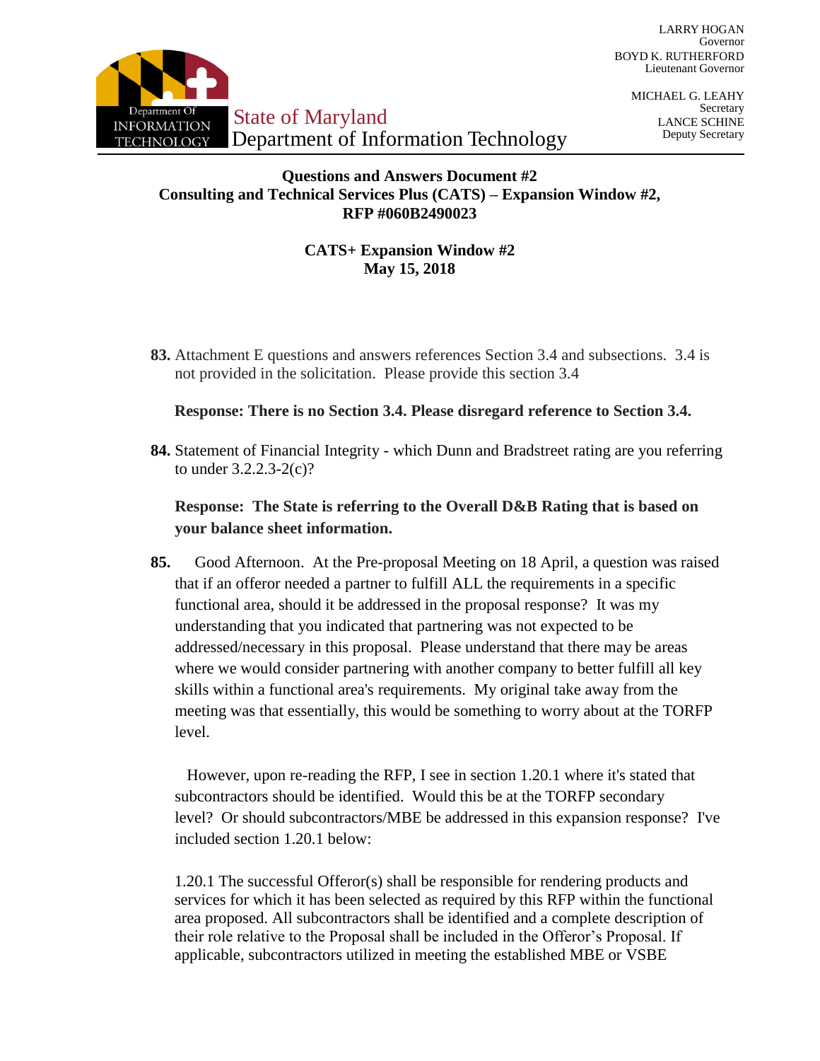LARRY HOGAN
Governor
BOYD K. RUTHERFORD
Lieutenant Governor

MICHAEL G. LEAHY
Secretary
LANCE SCHINE
Deputy Secretary

State of Maryland
Department of Information Technology

**Questions and Answers Document #2**
**Consulting and Technical Services Plus (CATS) – Expansion Window #2,**
**RFP #060B2490023**

**CATS+ Expansion Window #2**
**May 15, 2018**

**83.** Attachment E questions and answers references Section 3.4 and subsections. 3.4 is not provided in the solicitation. Please provide this section 3.4

**Response: There is no Section 3.4. Please disregard reference to Section 3.4.**

**84.** Statement of Financial Integrity - which Dunn and Bradstreet rating are you referring to under 3.2.2.3-2(c)?

**Response: The State is referring to the Overall D&B Rating that is based on your balance sheet information.**

**85.** Good Afternoon. At the Pre-proposal Meeting on 18 April, a question was raised that if an offeror needed a partner to fulfill ALL the requirements in a specific functional area, should it be addressed in the proposal response? It was my understanding that you indicated that partnering was not expected to be addressed/necessary in this proposal. Please understand that there may be areas where we would consider partnering with another company to better fulfill all key skills within a functional area's requirements. My original take away from the meeting was that essentially, this would be something to worry about at the TORFP level.

However, upon re-reading the RFP, I see in section 1.20.1 where it's stated that subcontractors should be identified. Would this be at the TORFP secondary level? Or should subcontractors/MBE be addressed in this expansion response? I've included section 1.20.1 below:

1.20.1 The successful Offeror(s) shall be responsible for rendering products and services for which it has been selected as required by this RFP within the functional area proposed. All subcontractors shall be identified and a complete description of their role relative to the Proposal shall be included in the Offeror's Proposal. If applicable, subcontractors utilized in meeting the established MBE or VSBE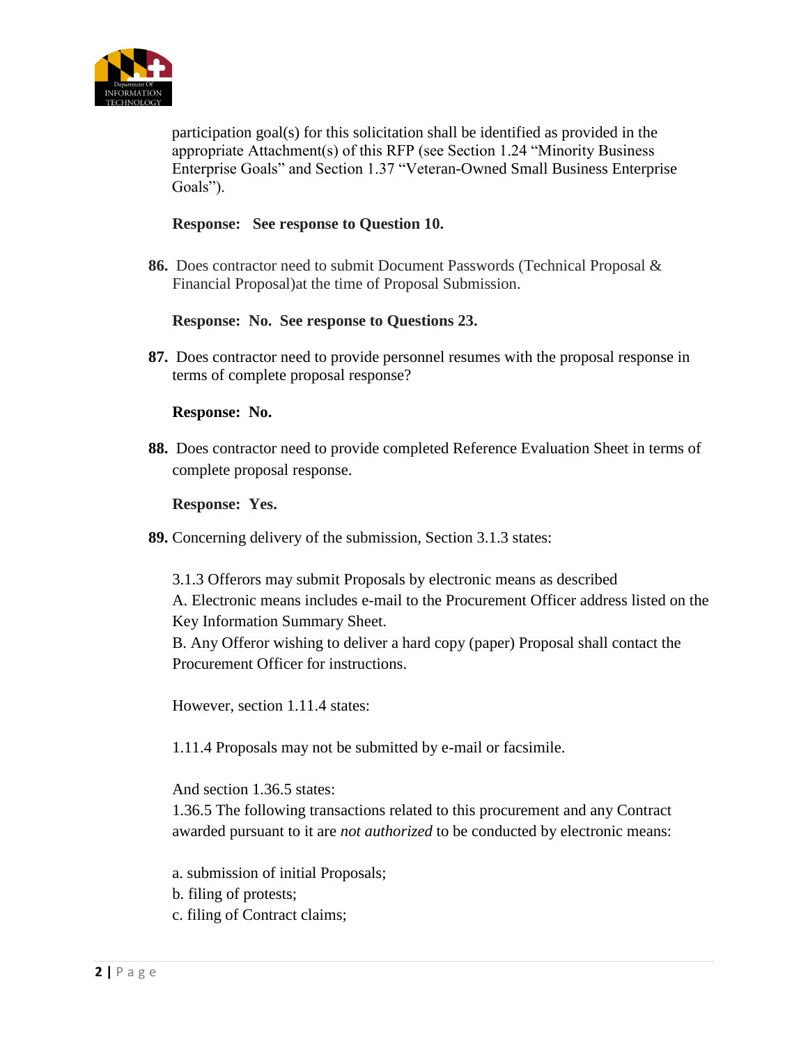participation goal(s) for this solicitation shall be identified as provided in the appropriate Attachment(s) of this RFP (see Section 1.24 "Minority Business Enterprise Goals" and Section 1.37 "Veteran-Owned Small Business Enterprise Goals").

**Response: See response to Question 10.**

**86.** Does contractor need to submit Document Passwords (Technical Proposal & Financial Proposal)at the time of Proposal Submission.

**Response: No. See response to Questions 23.**

**87.** Does contractor need to provide personnel resumes with the proposal response in terms of complete proposal response?

**Response: No.**

**88.** Does contractor need to provide completed Reference Evaluation Sheet in terms of complete proposal response.

**Response: Yes.**

**89.** Concerning delivery of the submission, Section 3.1.3 states:

3.1.3 Offerors may submit Proposals by electronic means as described
A. Electronic means includes e-mail to the Procurement Officer address listed on the Key Information Summary Sheet.
B. Any Offeror wishing to deliver a hard copy (paper) Proposal shall contact the Procurement Officer for instructions.

However, section 1.11.4 states:

1.11.4 Proposals may not be submitted by e-mail or facsimile.

And section 1.36.5 states:
1.36.5 The following transactions related to this procurement and any Contract awarded pursuant to it are *not authorized* to be conducted by electronic means:

a. submission of initial Proposals;
b. filing of protests;
c. filing of Contract claims;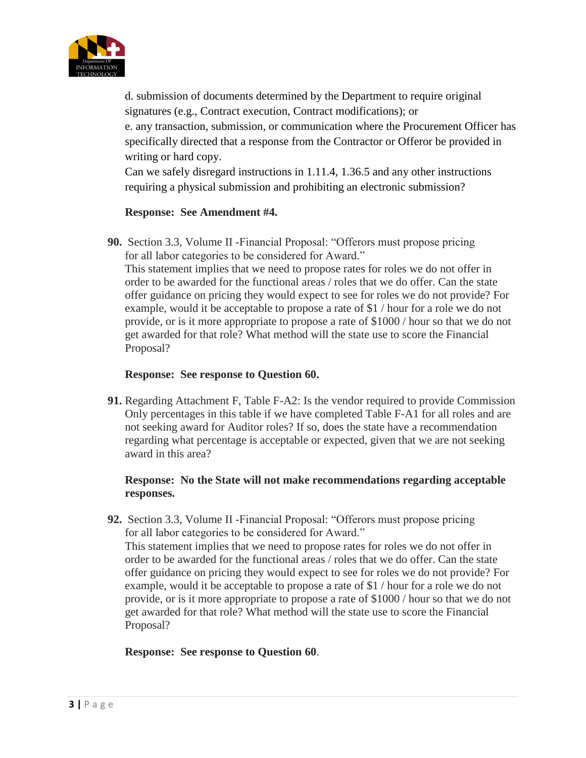d. submission of documents determined by the Department to require original signatures (e.g., Contract execution, Contract modifications); or

e. any transaction, submission, or communication where the Procurement Officer has specifically directed that a response from the Contractor or Offeror be provided in writing or hard copy.

Can we safely disregard instructions in 1.11.4, 1.36.5 and any other instructions requiring a physical submission and prohibiting an electronic submission?

**Response: See Amendment #4.**

**90.** Section 3.3, Volume II -Financial Proposal: "Offerors must propose pricing for all labor categories to be considered for Award."
This statement implies that we need to propose rates for roles we do not offer in order to be awarded for the functional areas / roles that we do offer. Can the state offer guidance on pricing they would expect to see for roles we do not provide? For example, would it be acceptable to propose a rate of $1 / hour for a role we do not provide, or is it more appropriate to propose a rate of $1000 / hour so that we do not get awarded for that role? What method will the state use to score the Financial Proposal?

**Response: See response to Question 60.**

**91.** Regarding Attachment F, Table F-A2: Is the vendor required to provide Commission Only percentages in this table if we have completed Table F-A1 for all roles and are not seeking award for Auditor roles? If so, does the state have a recommendation regarding what percentage is acceptable or expected, given that we are not seeking award in this area?

**Response: No the State will not make recommendations regarding acceptable responses.**

**92.** Section 3.3, Volume II -Financial Proposal: "Offerors must propose pricing for all labor categories to be considered for Award."
This statement implies that we need to propose rates for roles we do not offer in order to be awarded for the functional areas / roles that we do offer. Can the state offer guidance on pricing they would expect to see for roles we do not provide? For example, would it be acceptable to propose a rate of $1 / hour for a role we do not provide, or is it more appropriate to propose a rate of $1000 / hour so that we do not get awarded for that role? What method will the state use to score the Financial Proposal?

**Response: See response to Question 60**.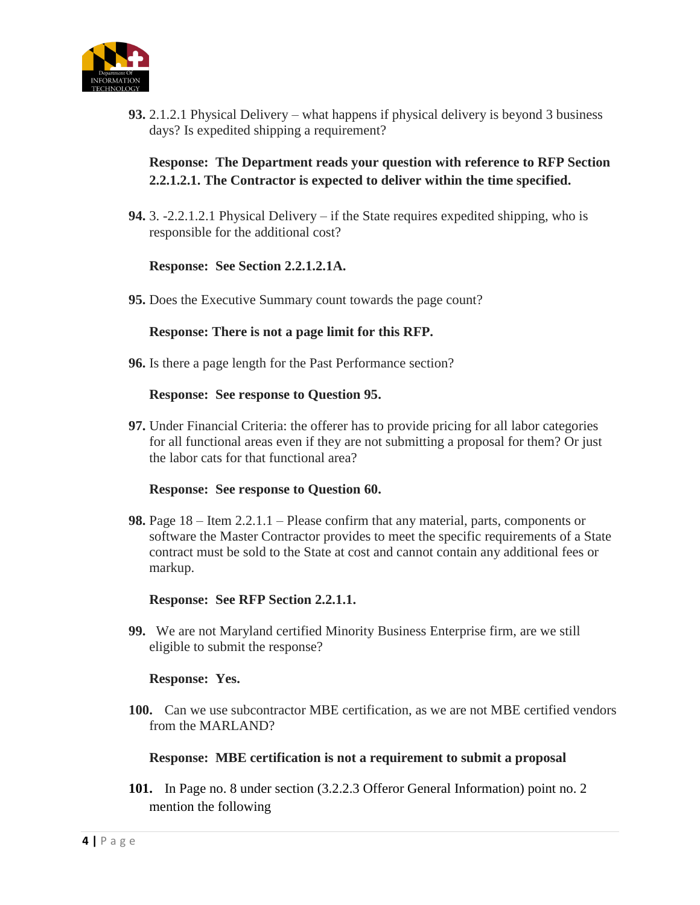**93.** 2.1.2.1 Physical Delivery – what happens if physical delivery is beyond 3 business days? Is expedited shipping a requirement?

**Response: The Department reads your question with reference to RFP Section 2.2.1.2.1. The Contractor is expected to deliver within the time specified.**

**94.** 3. -2.2.1.2.1 Physical Delivery – if the State requires expedited shipping, who is responsible for the additional cost?

**Response: See Section 2.2.1.2.1A.**

**95.** Does the Executive Summary count towards the page count?

**Response: There is not a page limit for this RFP.**

**96.** Is there a page length for the Past Performance section?

**Response: See response to Question 95.**

**97.** Under Financial Criteria: the offerer has to provide pricing for all labor categories for all functional areas even if they are not submitting a proposal for them? Or just the labor cats for that functional area?

**Response: See response to Question 60.**

**98.** Page 18 – Item 2.2.1.1 – Please confirm that any material, parts, components or software the Master Contractor provides to meet the specific requirements of a State contract must be sold to the State at cost and cannot contain any additional fees or markup.

**Response: See RFP Section 2.2.1.1.**

**99.** We are not Maryland certified Minority Business Enterprise firm, are we still eligible to submit the response?

**Response: Yes.**

**100.** Can we use subcontractor MBE certification, as we are not MBE certified vendors from the MARLAND?

**Response: MBE certification is not a requirement to submit a proposal**

**101.** In Page no. 8 under section (3.2.2.3 Offeror General Information) point no. 2 mention the following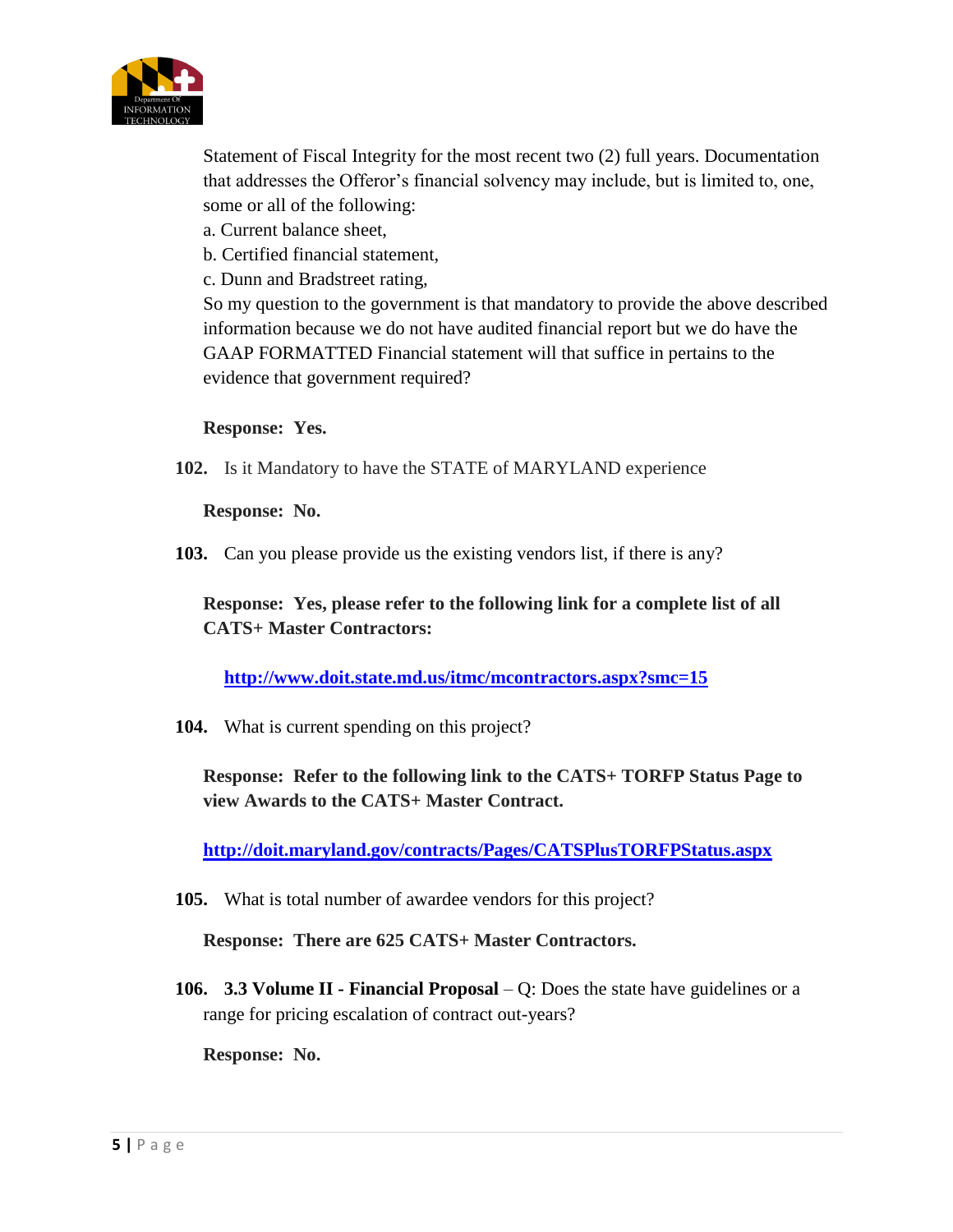Statement of Fiscal Integrity for the most recent two (2) full years. Documentation that addresses the Offeror's financial solvency may include, but is limited to, one, some or all of the following:

a. Current balance sheet,

b. Certified financial statement,

c. Dunn and Bradstreet rating,

So my question to the government is that mandatory to provide the above described information because we do not have audited financial report but we do have the GAAP FORMATTED Financial statement will that suffice in pertains to the evidence that government required?

**Response: Yes.**

**102.** Is it Mandatory to have the STATE of MARYLAND experience

**Response: No.**

**103.** Can you please provide us the existing vendors list, if there is any?

**Response: Yes, please refer to the following link for a complete list of all CATS+ Master Contractors:**

**http://www.doit.state.md.us/itmc/mcontractors.aspx?smc=15**

**104.** What is current spending on this project?

**Response: Refer to the following link to the CATS+ TORFP Status Page to view Awards to the CATS+ Master Contract.**

**http://doit.maryland.gov/contracts/Pages/CATSPlusTORFPStatus.aspx**

**105.** What is total number of awardee vendors for this project?

**Response: There are 625 CATS+ Master Contractors.**

**106.** **3.3 Volume II - Financial Proposal** – Q: Does the state have guidelines or a range for pricing escalation of contract out-years?

**Response: No.**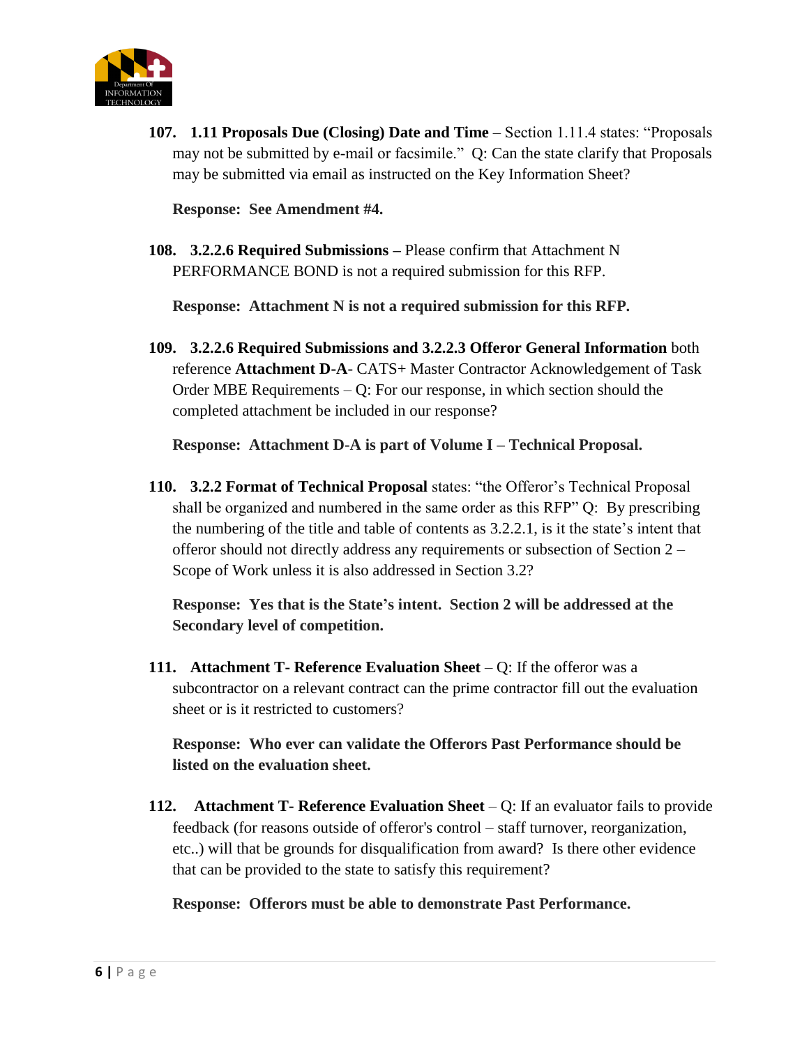107. **1.11 Proposals Due (Closing) Date and Time** – Section 1.11.4 states: "Proposals may not be submitted by e-mail or facsimile." Q: Can the state clarify that Proposals may be submitted via email as instructed on the Key Information Sheet?

**Response: See Amendment #4.**

108. **3.2.2.6 Required Submissions –** Please confirm that Attachment N PERFORMANCE BOND is not a required submission for this RFP.

**Response: Attachment N is not a required submission for this RFP.**

109. **3.2.2.6 Required Submissions and 3.2.2.3 Offeror General Information** both reference **Attachment D-A**- CATS+ Master Contractor Acknowledgement of Task Order MBE Requirements – Q: For our response, in which section should the completed attachment be included in our response?

**Response: Attachment D-A is part of Volume I – Technical Proposal.**

110. **3.2.2 Format of Technical Proposal** states: "the Offeror's Technical Proposal shall be organized and numbered in the same order as this RFP" Q: By prescribing the numbering of the title and table of contents as 3.2.2.1, is it the state's intent that offeror should not directly address any requirements or subsection of Section 2 – Scope of Work unless it is also addressed in Section 3.2?

**Response: Yes that is the State's intent. Section 2 will be addressed at the Secondary level of competition.**

111. **Attachment T- Reference Evaluation Sheet** – Q: If the offeror was a subcontractor on a relevant contract can the prime contractor fill out the evaluation sheet or is it restricted to customers?

**Response: Who ever can validate the Offerors Past Performance should be listed on the evaluation sheet.**

112. **Attachment T- Reference Evaluation Sheet** – Q: If an evaluator fails to provide feedback (for reasons outside of offeror's control – staff turnover, reorganization, etc..) will that be grounds for disqualification from award? Is there other evidence that can be provided to the state to satisfy this requirement?

**Response: Offerors must be able to demonstrate Past Performance.**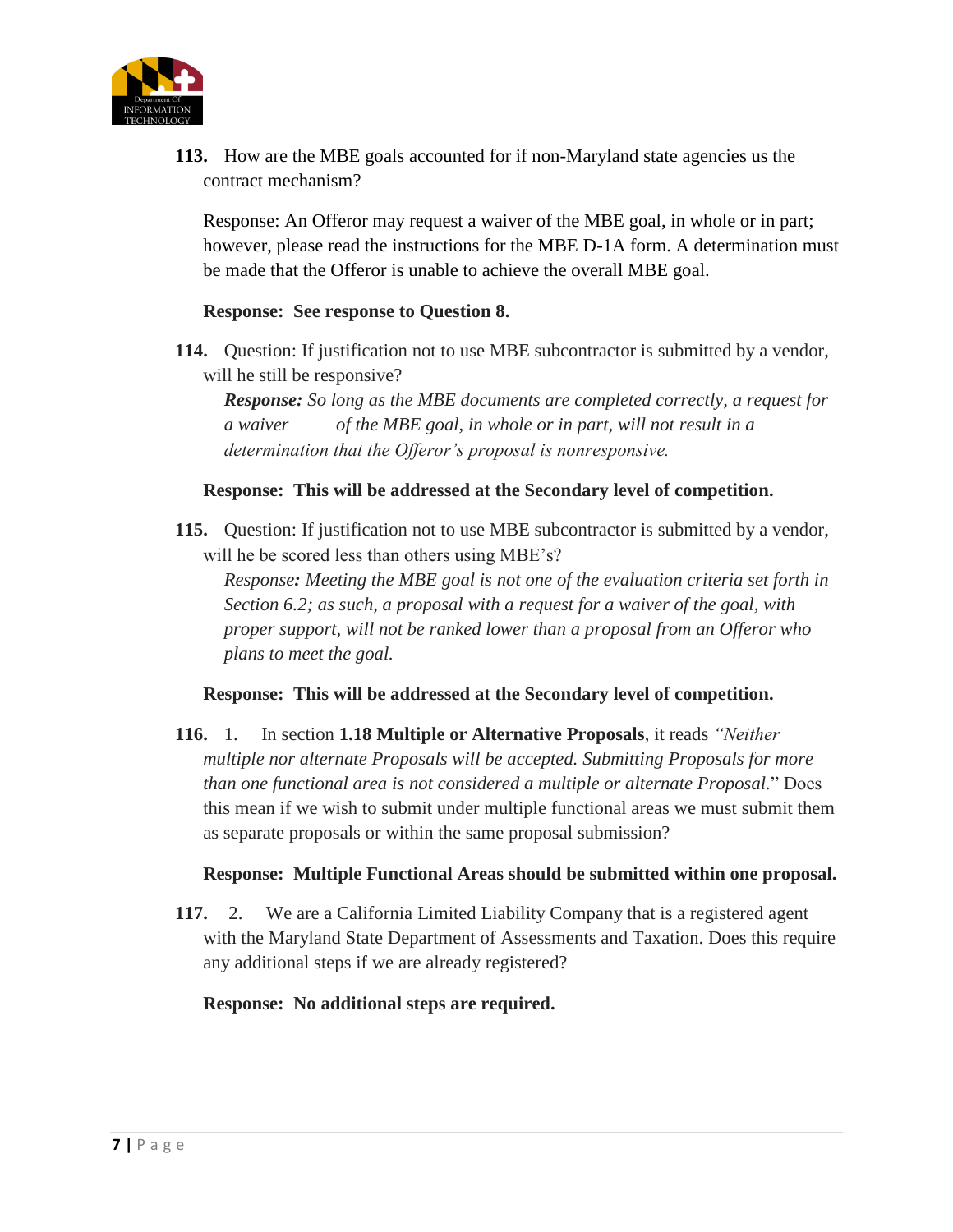**113.** How are the MBE goals accounted for if non-Maryland state agencies us the contract mechanism?

Response: An Offeror may request a waiver of the MBE goal, in whole or in part; however, please read the instructions for the MBE D-1A form. A determination must be made that the Offeror is unable to achieve the overall MBE goal.

**Response: See response to Question 8.**

**114.** Question: If justification not to use MBE subcontractor is submitted by a vendor, will he still be responsive?

***Response:*** *So long as the MBE documents are completed correctly, a request for a waiver of the MBE goal, in whole or in part, will not result in a determination that the Offeror's proposal is nonresponsive.*

**Response: This will be addressed at the Secondary level of competition.**

**115.** Question: If justification not to use MBE subcontractor is submitted by a vendor, will he be scored less than others using MBE's?

*Response**:** Meeting the MBE goal is not one of the evaluation criteria set forth in Section 6.2; as such, a proposal with a request for a waiver of the goal, with proper support, will not be ranked lower than a proposal from an Offeror who plans to meet the goal.*

**Response: This will be addressed at the Secondary level of competition.**

**116.** 1. In section **1.18 Multiple or Alternative Proposals**, it reads *"Neither multiple nor alternate Proposals will be accepted. Submitting Proposals for more than one functional area is not considered a multiple or alternate Proposal.*" Does this mean if we wish to submit under multiple functional areas we must submit them as separate proposals or within the same proposal submission?

**Response: Multiple Functional Areas should be submitted within one proposal.**

**117.** 2. We are a California Limited Liability Company that is a registered agent with the Maryland State Department of Assessments and Taxation. Does this require any additional steps if we are already registered?

**Response: No additional steps are required.**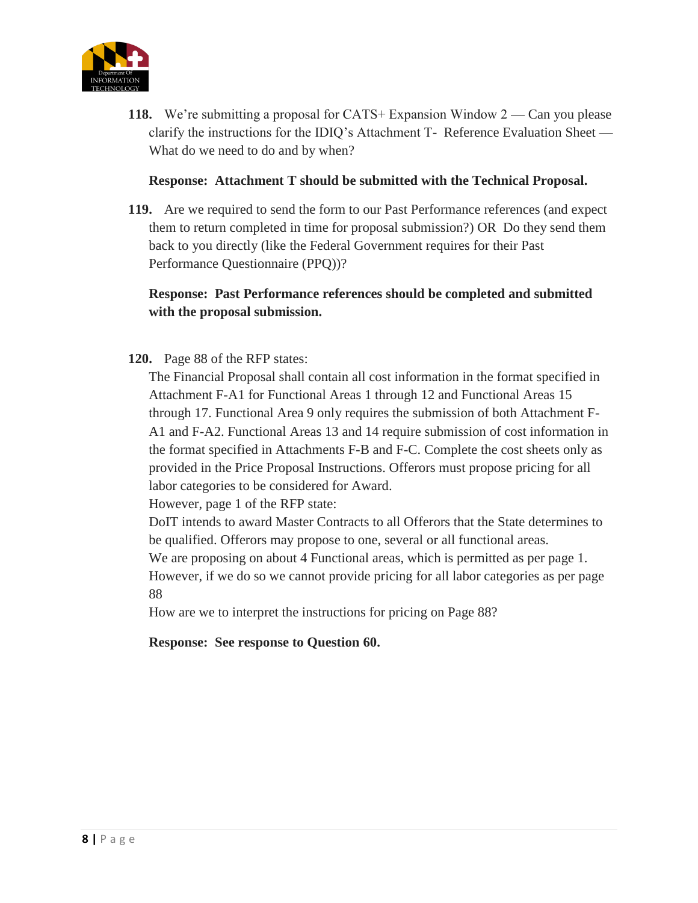**118.** We're submitting a proposal for CATS+ Expansion Window 2 — Can you please clarify the instructions for the IDIQ's Attachment T- Reference Evaluation Sheet — What do we need to do and by when?

**Response: Attachment T should be submitted with the Technical Proposal.**

**119.** Are we required to send the form to our Past Performance references (and expect them to return completed in time for proposal submission?) OR Do they send them back to you directly (like the Federal Government requires for their Past Performance Questionnaire (PPQ))?

**Response: Past Performance references should be completed and submitted with the proposal submission.**

**120.** Page 88 of the RFP states:

The Financial Proposal shall contain all cost information in the format specified in Attachment F-A1 for Functional Areas 1 through 12 and Functional Areas 15 through 17. Functional Area 9 only requires the submission of both Attachment F-A1 and F-A2. Functional Areas 13 and 14 require submission of cost information in the format specified in Attachments F-B and F-C. Complete the cost sheets only as provided in the Price Proposal Instructions. Offerors must propose pricing for all labor categories to be considered for Award.

However, page 1 of the RFP state:

DoIT intends to award Master Contracts to all Offerors that the State determines to be qualified. Offerors may propose to one, several or all functional areas.

We are proposing on about 4 Functional areas, which is permitted as per page 1. However, if we do so we cannot provide pricing for all labor categories as per page 88

How are we to interpret the instructions for pricing on Page 88?

**Response: See response to Question 60.**